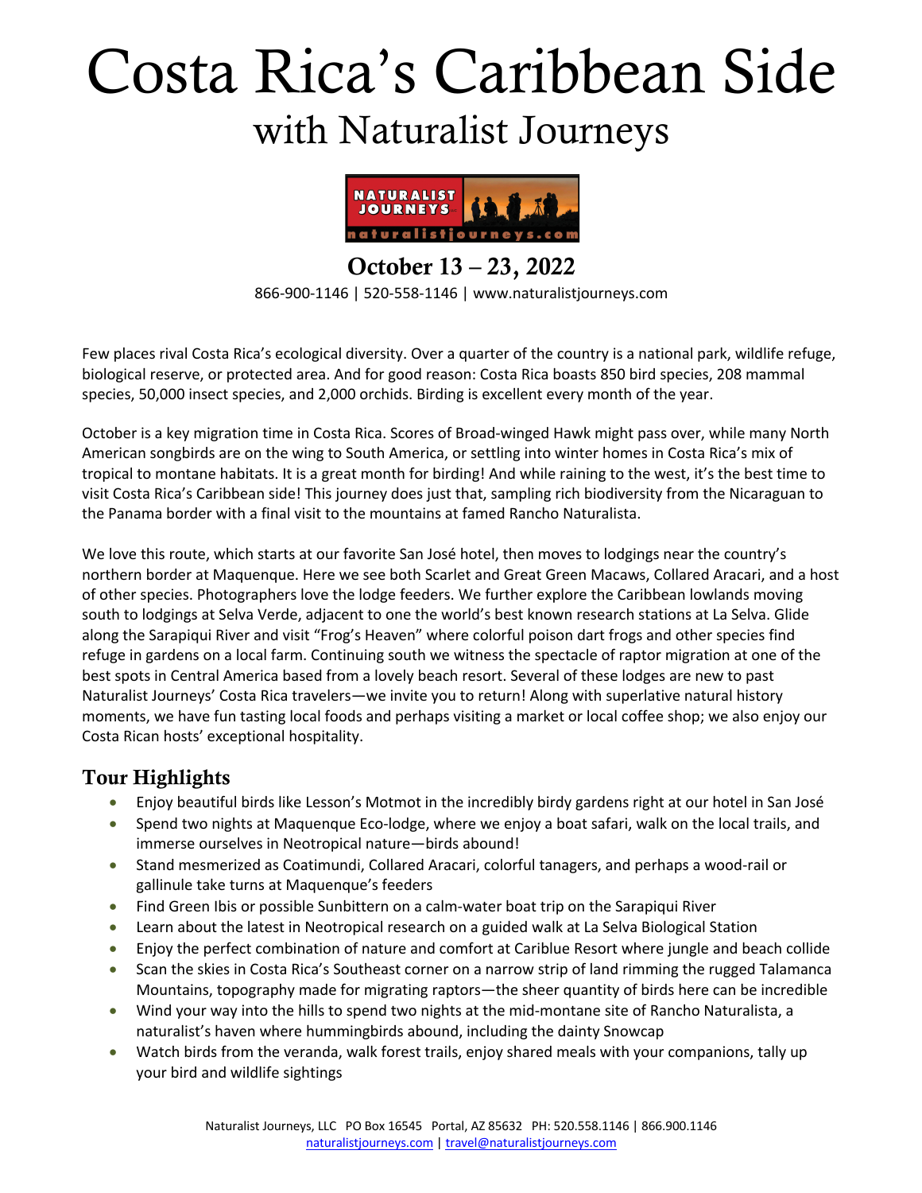# Costa Rica's Caribbean Side

## with Naturalist Journeys

**October 13 – 23, 2022**

866-900-1146 | 520-558-1146 | www.naturalistjourneys.com

Few places rival Costa Rica's ecological diversity. Over a quarter of the country is a national park, wildlife refuge, biological reserve, or protected area. And for good reason: Costa Rica boasts 850 bird species, 208 mammal species, 50,000 insect species, and 2,000 orchids. Birding is excellent every month of the year.

October is a key migration time in Costa Rica. Scores of Broad-winged Hawk might pass over, while many North American songbirds are on the wing to South America, or settling into winter homes in Costa Rica's mix of tropical to montane habitats. It is a great month for birding! And while raining to the west, it's the best time to visit Costa Rica's Caribbean side! This journey does just that, sampling rich biodiversity from the Nicaraguan to the Panama border with a final visit to the mountains at famed Rancho Naturalista.

We love this route, which starts at our favorite San José hotel, then moves to lodgings near the country's northern border at Maquenque. Here we see both Scarlet and Great Green Macaws, Collared Aracari, and a host of other species. Photographers love the lodge feeders. We further explore the Caribbean lowlands moving south to lodgings at Selva Verde, adjacent to one the world's best known research stations at La Selva. Glide along the Sarapiqui River and visit "Frog's Heaven" where colorful poison dart frogs and other species find refuge in gardens on a local farm. Continuing south we witness the spectacle of raptor migration at one of the best spots in Central America based from a lovely beach resort. Several of these lodges are new to past Naturalist Journeys' Costa Rica travelers—we invite you to return! Along with superlative natural history moments, we have fun tasting local foods and perhaps visiting a market or local coffee shop; we also enjoy our Costa Rican hosts' exceptional hospitality.

## Tour Highlights

- Enjoy beautiful birds like Lesson's Motmot in the incredibly birdy gardens right at our hotel in San José
- Spend two nights at Maquenque Eco-lodge, where we enjoy a boat safari, walk on the local trails, and immerse ourselves in Neotropical nature—birds abound!
- Stand mesmerized as Coatimundi, Collared Aracari, colorful tanagers, and perhaps a wood-rail or gallinule take turns at Maquenque's feeders
- Find Green Ibis or possible Sunbittern on a calm-water boat trip on the Sarapiqui River
- Learn about the latest in Neotropical research on a guided walk at La Selva Biological Station
- Enjoy the perfect combination of nature and comfort at Cariblue Resort where jungle and beach collide
- Scan the skies in Costa Rica's Southeast corner on a narrow strip of land rimming the rugged Talamanca Mountains, topography made for migrating raptors—the sheer quantity of birds here can be incredible
- Wind your way into the hills to spend two nights at the mid-montane site of Rancho Naturalista, a naturalist's haven where hummingbirds abound, including the dainty Snowcap
- Watch birds from the veranda, walk forest trails, enjoy shared meals with your companions, tally up your bird and wildlife sightings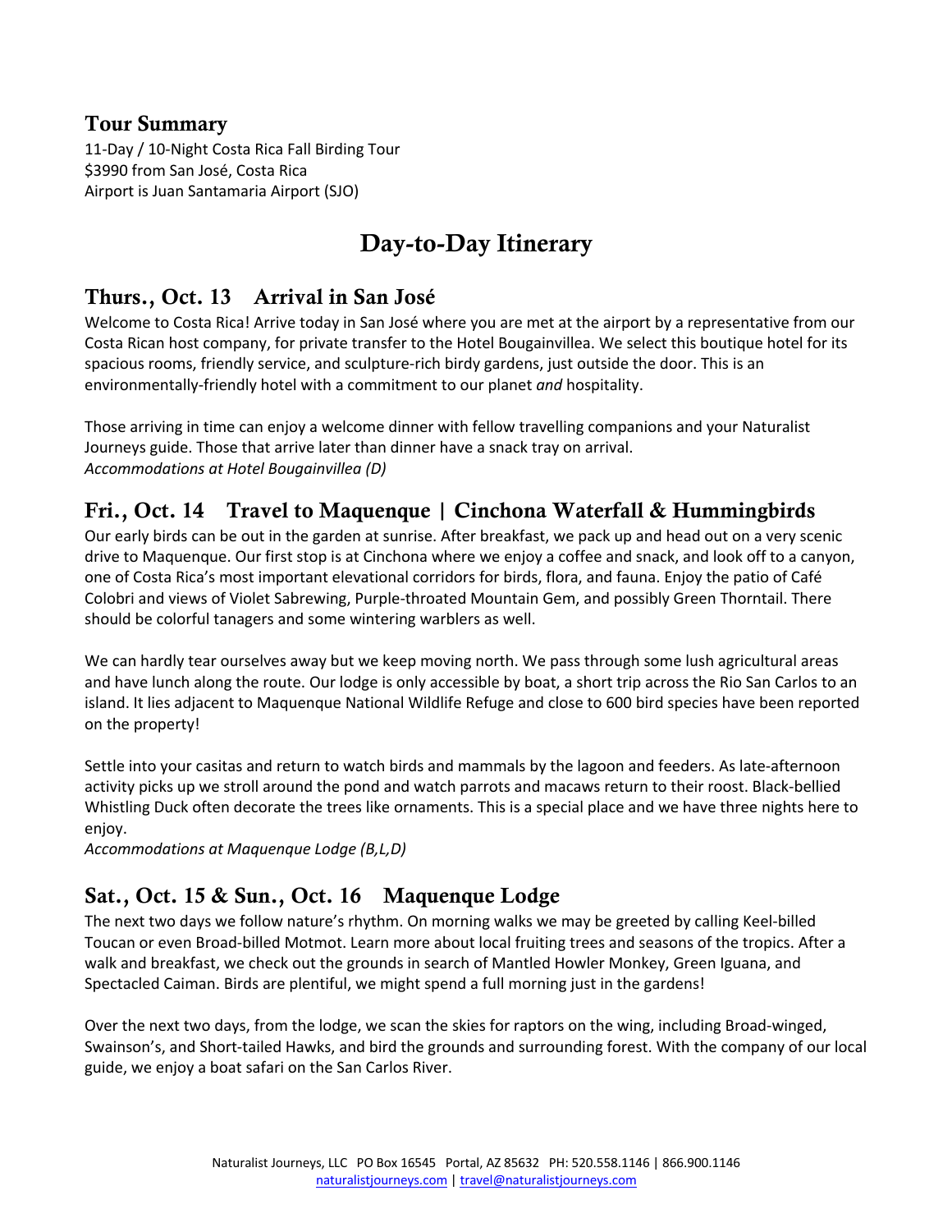## Tour Summary

11-Day / 10-Night Costa Rica Fall Birding Tour
$3990 from San José, Costa Rica
Airport is Juan Santamaria Airport (SJO)

# Day-to-Day Itinerary

## Thurs., Oct. 13 Arrival in San José

Welcome to Costa Rica! Arrive today in San José where you are met at the airport by a representative from our Costa Rican host company, for private transfer to the Hotel Bougainvillea. We select this boutique hotel for its spacious rooms, friendly service, and sculpture-rich birdy gardens, just outside the door. This is an environmentally-friendly hotel with a commitment to our planet *and* hospitality.

Those arriving in time can enjoy a welcome dinner with fellow travelling companions and your Naturalist Journeys guide. Those that arrive later than dinner have a snack tray on arrival.
*Accommodations at Hotel Bougainvillea (D)*

## Fri., Oct. 14 Travel to Maquenque | Cinchona Waterfall & Hummingbirds

Our early birds can be out in the garden at sunrise. After breakfast, we pack up and head out on a very scenic drive to Maquenque. Our first stop is at Cinchona where we enjoy a coffee and snack, and look off to a canyon, one of Costa Rica's most important elevational corridors for birds, flora, and fauna. Enjoy the patio of Café Colobri and views of Violet Sabrewing, Purple-throated Mountain Gem, and possibly Green Thorntail. There should be colorful tanagers and some wintering warblers as well.

We can hardly tear ourselves away but we keep moving north. We pass through some lush agricultural areas and have lunch along the route. Our lodge is only accessible by boat, a short trip across the Rio San Carlos to an island. It lies adjacent to Maquenque National Wildlife Refuge and close to 600 bird species have been reported on the property!

Settle into your casitas and return to watch birds and mammals by the lagoon and feeders. As late-afternoon activity picks up we stroll around the pond and watch parrots and macaws return to their roost. Black-bellied Whistling Duck often decorate the trees like ornaments. This is a special place and we have three nights here to enjoy.
*Accommodations at Maquenque Lodge (B,L,D)*

## Sat., Oct. 15 & Sun., Oct. 16 Maquenque Lodge

The next two days we follow nature's rhythm. On morning walks we may be greeted by calling Keel-billed Toucan or even Broad-billed Motmot. Learn more about local fruiting trees and seasons of the tropics. After a walk and breakfast, we check out the grounds in search of Mantled Howler Monkey, Green Iguana, and Spectacled Caiman. Birds are plentiful, we might spend a full morning just in the gardens!

Over the next two days, from the lodge, we scan the skies for raptors on the wing, including Broad-winged, Swainson's, and Short-tailed Hawks, and bird the grounds and surrounding forest. With the company of our local guide, we enjoy a boat safari on the San Carlos River.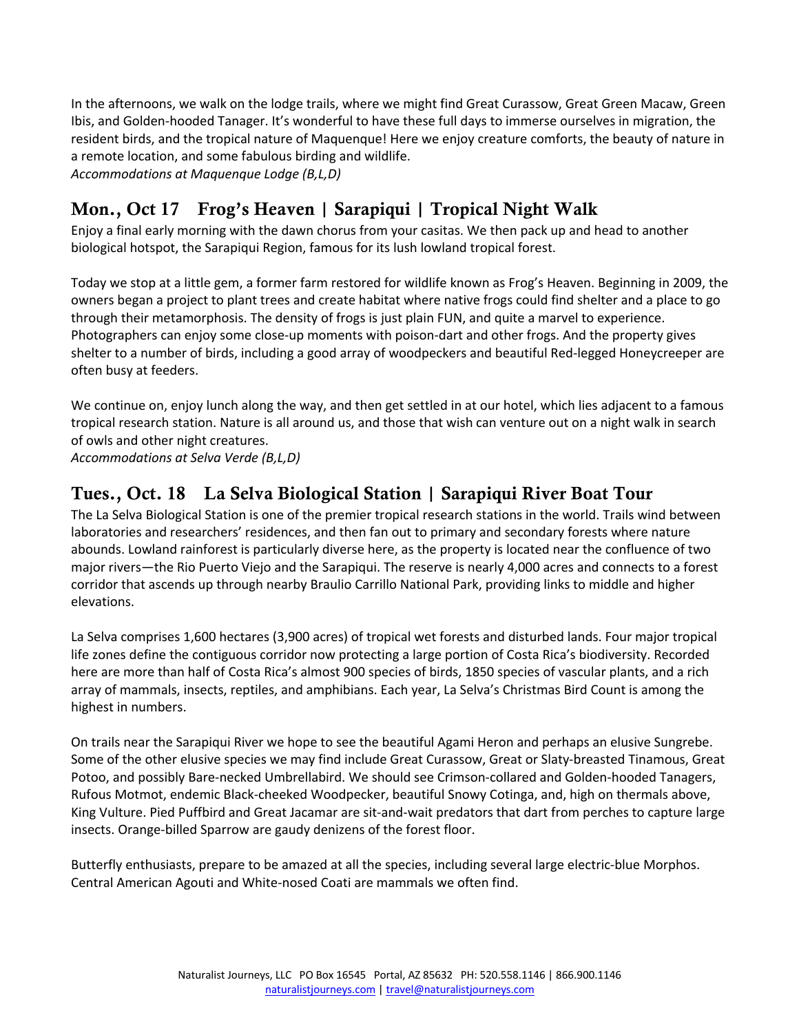In the afternoons, we walk on the lodge trails, where we might find Great Curassow, Great Green Macaw, Green Ibis, and Golden-hooded Tanager. It's wonderful to have these full days to immerse ourselves in migration, the resident birds, and the tropical nature of Maquenque! Here we enjoy creature comforts, the beauty of nature in a remote location, and some fabulous birding and wildlife.
*Accommodations at Maquenque Lodge (B,L,D)*

## Mon., Oct 17 Frog's Heaven | Sarapiqui | Tropical Night Walk

Enjoy a final early morning with the dawn chorus from your casitas. We then pack up and head to another biological hotspot, the Sarapiqui Region, famous for its lush lowland tropical forest.

Today we stop at a little gem, a former farm restored for wildlife known as Frog's Heaven. Beginning in 2009, the owners began a project to plant trees and create habitat where native frogs could find shelter and a place to go through their metamorphosis. The density of frogs is just plain FUN, and quite a marvel to experience. Photographers can enjoy some close-up moments with poison-dart and other frogs. And the property gives shelter to a number of birds, including a good array of woodpeckers and beautiful Red-legged Honeycreeper are often busy at feeders.

We continue on, enjoy lunch along the way, and then get settled in at our hotel, which lies adjacent to a famous tropical research station. Nature is all around us, and those that wish can venture out on a night walk in search of owls and other night creatures.
*Accommodations at Selva Verde (B,L,D)*

## Tues., Oct. 18 La Selva Biological Station | Sarapiqui River Boat Tour

The La Selva Biological Station is one of the premier tropical research stations in the world. Trails wind between laboratories and researchers' residences, and then fan out to primary and secondary forests where nature abounds. Lowland rainforest is particularly diverse here, as the property is located near the confluence of two major rivers—the Rio Puerto Viejo and the Sarapiqui. The reserve is nearly 4,000 acres and connects to a forest corridor that ascends up through nearby Braulio Carrillo National Park, providing links to middle and higher elevations.

La Selva comprises 1,600 hectares (3,900 acres) of tropical wet forests and disturbed lands. Four major tropical life zones define the contiguous corridor now protecting a large portion of Costa Rica's biodiversity. Recorded here are more than half of Costa Rica's almost 900 species of birds, 1850 species of vascular plants, and a rich array of mammals, insects, reptiles, and amphibians. Each year, La Selva's Christmas Bird Count is among the highest in numbers.

On trails near the Sarapiqui River we hope to see the beautiful Agami Heron and perhaps an elusive Sungrebe. Some of the other elusive species we may find include Great Curassow, Great or Slaty-breasted Tinamous, Great Potoo, and possibly Bare-necked Umbrellabird. We should see Crimson-collared and Golden-hooded Tanagers, Rufous Motmot, endemic Black-cheeked Woodpecker, beautiful Snowy Cotinga, and, high on thermals above, King Vulture. Pied Puffbird and Great Jacamar are sit-and-wait predators that dart from perches to capture large insects. Orange-billed Sparrow are gaudy denizens of the forest floor.

Butterfly enthusiasts, prepare to be amazed at all the species, including several large electric-blue Morphos. Central American Agouti and White-nosed Coati are mammals we often find.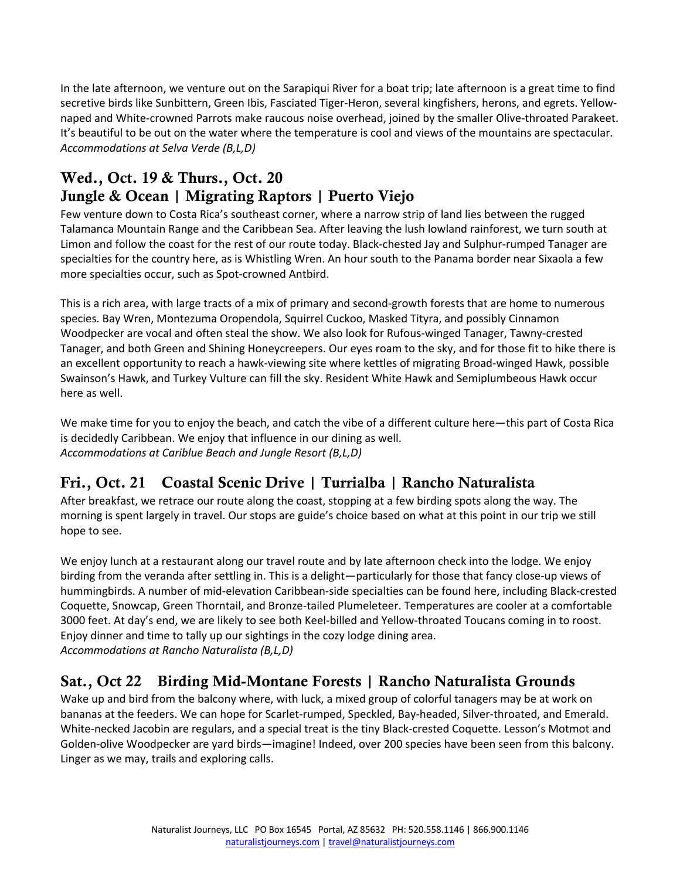In the late afternoon, we venture out on the Sarapiqui River for a boat trip; late afternoon is a great time to find secretive birds like Sunbittern, Green Ibis, Fasciated Tiger-Heron, several kingfishers, herons, and egrets. Yellow-naped and White-crowned Parrots make raucous noise overhead, joined by the smaller Olive-throated Parakeet. It's beautiful to be out on the water where the temperature is cool and views of the mountains are spectacular.
*Accommodations at Selva Verde (B,L,D)*

## Wed., Oct. 19 & Thurs., Oct. 20
## Jungle & Ocean | Migrating Raptors | Puerto Viejo

Few venture down to Costa Rica's southeast corner, where a narrow strip of land lies between the rugged Talamanca Mountain Range and the Caribbean Sea. After leaving the lush lowland rainforest, we turn south at Limon and follow the coast for the rest of our route today. Black-chested Jay and Sulphur-rumped Tanager are specialties for the country here, as is Whistling Wren. An hour south to the Panama border near Sixaola a few more specialties occur, such as Spot-crowned Antbird.

This is a rich area, with large tracts of a mix of primary and second-growth forests that are home to numerous species. Bay Wren, Montezuma Oropendola, Squirrel Cuckoo, Masked Tityra, and possibly Cinnamon Woodpecker are vocal and often steal the show. We also look for Rufous-winged Tanager, Tawny-crested Tanager, and both Green and Shining Honeycreepers. Our eyes roam to the sky, and for those fit to hike there is an excellent opportunity to reach a hawk-viewing site where kettles of migrating Broad-winged Hawk, possible Swainson's Hawk, and Turkey Vulture can fill the sky. Resident White Hawk and Semiplumbeous Hawk occur here as well.

We make time for you to enjoy the beach, and catch the vibe of a different culture here—this part of Costa Rica is decidedly Caribbean. We enjoy that influence in our dining as well.
*Accommodations at Cariblue Beach and Jungle Resort (B,L,D)*

## Fri., Oct. 21 Coastal Scenic Drive | Turrialba | Rancho Naturalista

After breakfast, we retrace our route along the coast, stopping at a few birding spots along the way. The morning is spent largely in travel. Our stops are guide's choice based on what at this point in our trip we still hope to see.

We enjoy lunch at a restaurant along our travel route and by late afternoon check into the lodge. We enjoy birding from the veranda after settling in. This is a delight—particularly for those that fancy close-up views of hummingbirds. A number of mid-elevation Caribbean-side specialties can be found here, including Black-crested Coquette, Snowcap, Green Thorntail, and Bronze-tailed Plumeleteer. Temperatures are cooler at a comfortable 3000 feet. At day's end, we are likely to see both Keel-billed and Yellow-throated Toucans coming in to roost. Enjoy dinner and time to tally up our sightings in the cozy lodge dining area.
*Accommodations at Rancho Naturalista (B,L,D)*

## Sat., Oct 22 Birding Mid-Montane Forests | Rancho Naturalista Grounds

Wake up and bird from the balcony where, with luck, a mixed group of colorful tanagers may be at work on bananas at the feeders. We can hope for Scarlet-rumped, Speckled, Bay-headed, Silver-throated, and Emerald. White-necked Jacobin are regulars, and a special treat is the tiny Black-crested Coquette. Lesson's Motmot and Golden-olive Woodpecker are yard birds—imagine! Indeed, over 200 species have been seen from this balcony. Linger as we may, trails and exploring calls.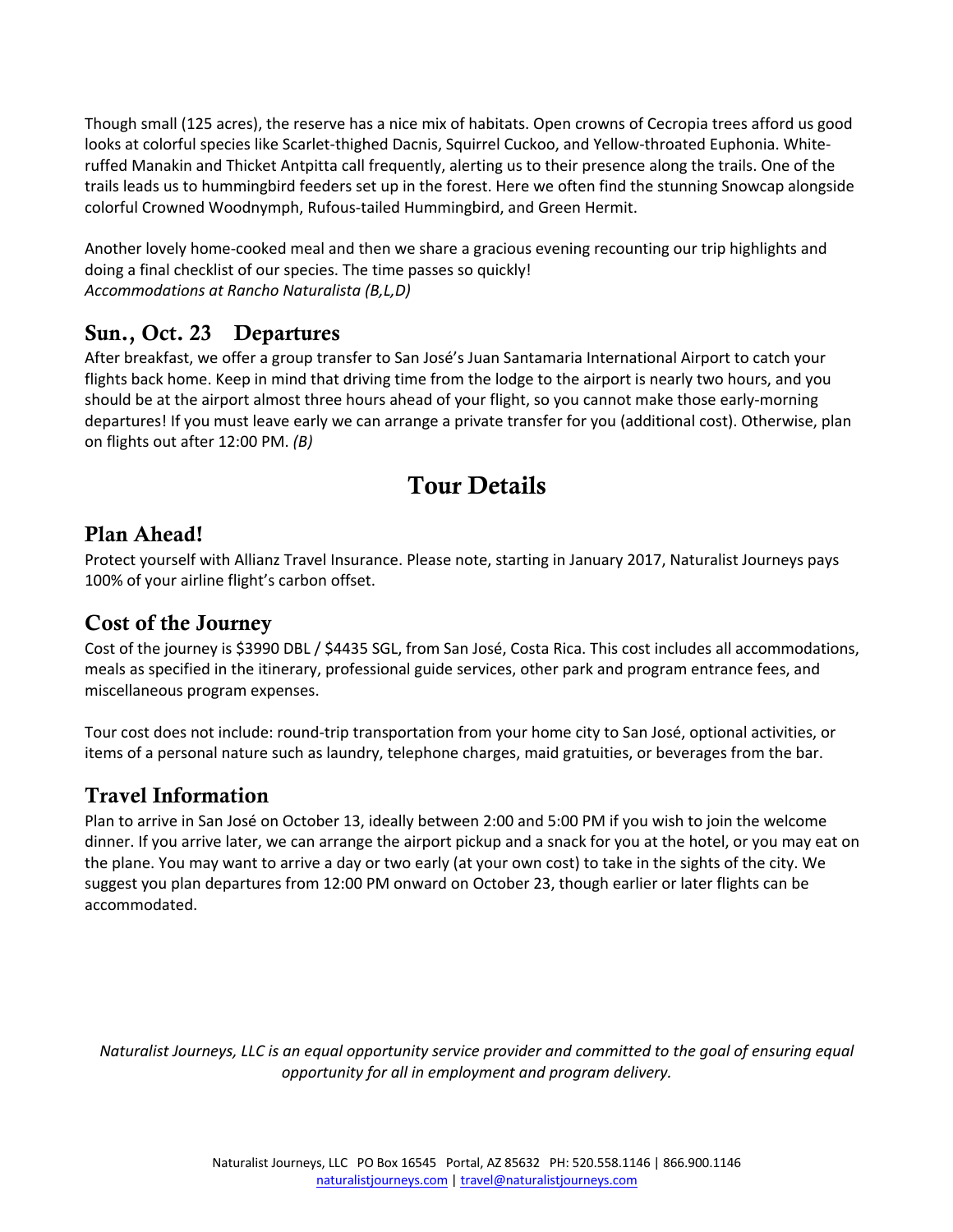Though small (125 acres), the reserve has a nice mix of habitats. Open crowns of Cecropia trees afford us good looks at colorful species like Scarlet-thighed Dacnis, Squirrel Cuckoo, and Yellow-throated Euphonia. White-ruffed Manakin and Thicket Antpitta call frequently, alerting us to their presence along the trails. One of the trails leads us to hummingbird feeders set up in the forest. Here we often find the stunning Snowcap alongside colorful Crowned Woodnymph, Rufous-tailed Hummingbird, and Green Hermit.

Another lovely home-cooked meal and then we share a gracious evening recounting our trip highlights and doing a final checklist of our species. The time passes so quickly!
*Accommodations at Rancho Naturalista (B,L,D)*

## Sun., Oct. 23 Departures

After breakfast, we offer a group transfer to San José's Juan Santamaria International Airport to catch your flights back home. Keep in mind that driving time from the lodge to the airport is nearly two hours, and you should be at the airport almost three hours ahead of your flight, so you cannot make those early-morning departures! If you must leave early we can arrange a private transfer for you (additional cost). Otherwise, plan on flights out after 12:00 PM. *(B)*

# Tour Details

## Plan Ahead!

Protect yourself with Allianz Travel Insurance. Please note, starting in January 2017, Naturalist Journeys pays 100% of your airline flight's carbon offset.

## Cost of the Journey

Cost of the journey is $3990 DBL / $4435 SGL, from San José, Costa Rica. This cost includes all accommodations, meals as specified in the itinerary, professional guide services, other park and program entrance fees, and miscellaneous program expenses.

Tour cost does not include: round-trip transportation from your home city to San José, optional activities, or items of a personal nature such as laundry, telephone charges, maid gratuities, or beverages from the bar.

## Travel Information

Plan to arrive in San José on October 13, ideally between 2:00 and 5:00 PM if you wish to join the welcome dinner. If you arrive later, we can arrange the airport pickup and a snack for you at the hotel, or you may eat on the plane. You may want to arrive a day or two early (at your own cost) to take in the sights of the city. We suggest you plan departures from 12:00 PM onward on October 23, though earlier or later flights can be accommodated.

*Naturalist Journeys, LLC is an equal opportunity service provider and committed to the goal of ensuring equal opportunity for all in employment and program delivery.*

Naturalist Journeys, LLC PO Box 16545 Portal, AZ 85632 PH: 520.558.1146 | 866.900.1146
naturalistjourneys.com | travel@naturalistjourneys.com